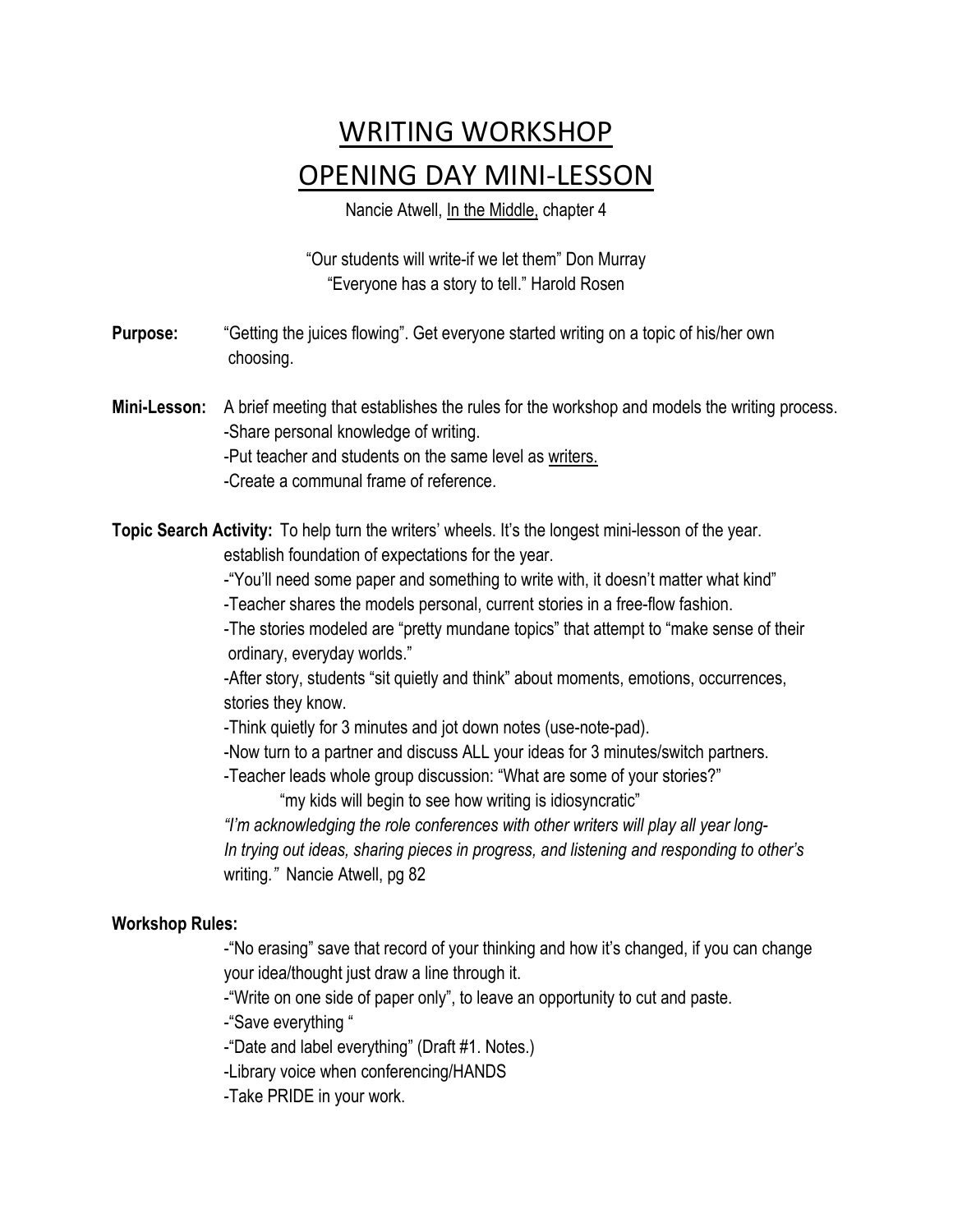# WRITING WORKSHOP
# OPENING DAY MINI-LESSON

Nancie Atwell, In the Middle, chapter 4

"Our students will write-if we let them" Don Murray
"Everyone has a story to tell." Harold Rosen

**Purpose:** "Getting the juices flowing". Get everyone started writing on a topic of his/her own choosing.

**Mini-Lesson:** A brief meeting that establishes the rules for the workshop and models the writing process.
-Share personal knowledge of writing.
-Put teacher and students on the same level as writers.
-Create a communal frame of reference.

**Topic Search Activity:** To help turn the writers' wheels. It's the longest mini-lesson of the year. establish foundation of expectations for the year.

-"You'll need some paper and something to write with, it doesn't matter what kind"
-Teacher shares the models personal, current stories in a free-flow fashion.
-The stories modeled are "pretty mundane topics" that attempt to "make sense of their ordinary, everyday worlds."
-After story, students "sit quietly and think" about moments, emotions, occurrences, stories they know.
-Think quietly for 3 minutes and jot down notes (use-note-pad).
-Now turn to a partner and discuss ALL your ideas for 3 minutes/switch partners.
-Teacher leads whole group discussion: "What are some of your stories?"
"my kids will begin to see how writing is idiosyncratic"

*"I'm acknowledging the role conferences with other writers will play all year long- In trying out ideas, sharing pieces in progress, and listening and responding to other's* writing*."* Nancie Atwell, pg 82

**Workshop Rules:**

-"No erasing" save that record of your thinking and how it's changed, if you can change your idea/thought just draw a line through it.
-"Write on one side of paper only", to leave an opportunity to cut and paste.
-"Save everything "
-"Date and label everything" (Draft #1. Notes.)
-Library voice when conferencing/HANDS
-Take PRIDE in your work.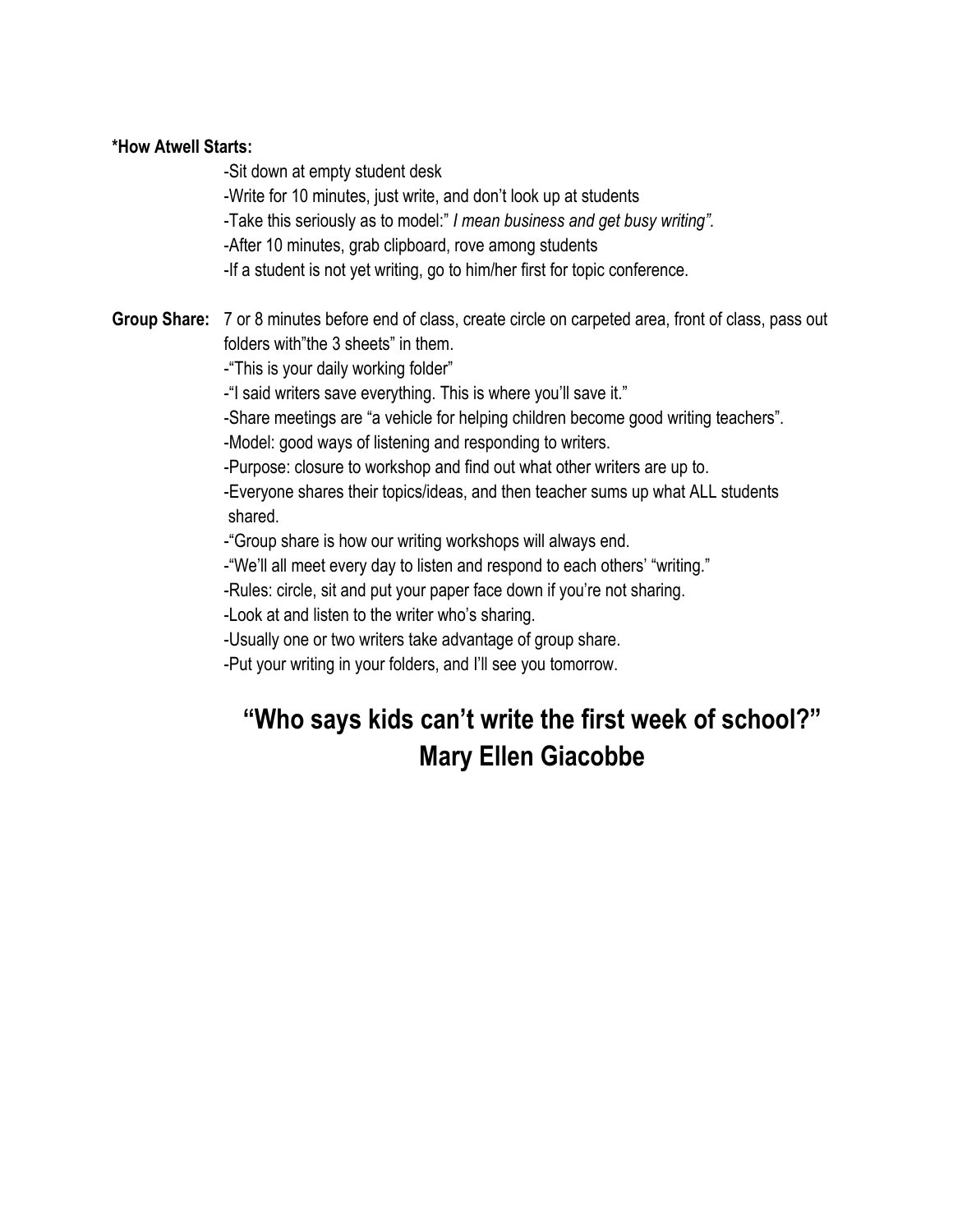**\*How Atwell Starts:**

-Sit down at empty student desk
-Write for 10 minutes, just write, and don't look up at students
-Take this seriously as to model:" *I mean business and get busy writing".*
-After 10 minutes, grab clipboard, rove among students
-If a student is not yet writing, go to him/her first for topic conference.

**Group Share:** 7 or 8 minutes before end of class, create circle on carpeted area, front of class, pass out folders with"the 3 sheets" in them.

-"This is your daily working folder"
-"I said writers save everything. This is where you'll save it."
-Share meetings are "a vehicle for helping children become good writing teachers".
-Model: good ways of listening and responding to writers.
-Purpose: closure to workshop and find out what other writers are up to.
-Everyone shares their topics/ideas, and then teacher sums up what ALL students shared.
-"Group share is how our writing workshops will always end.
-"We'll all meet every day to listen and respond to each others' "writing."
-Rules: circle, sit and put your paper face down if you're not sharing.
-Look at and listen to the writer who's sharing.
-Usually one or two writers take advantage of group share.
-Put your writing in your folders, and I'll see you tomorrow.

## "Who says kids can't write the first week of school?" Mary Ellen Giacobbe